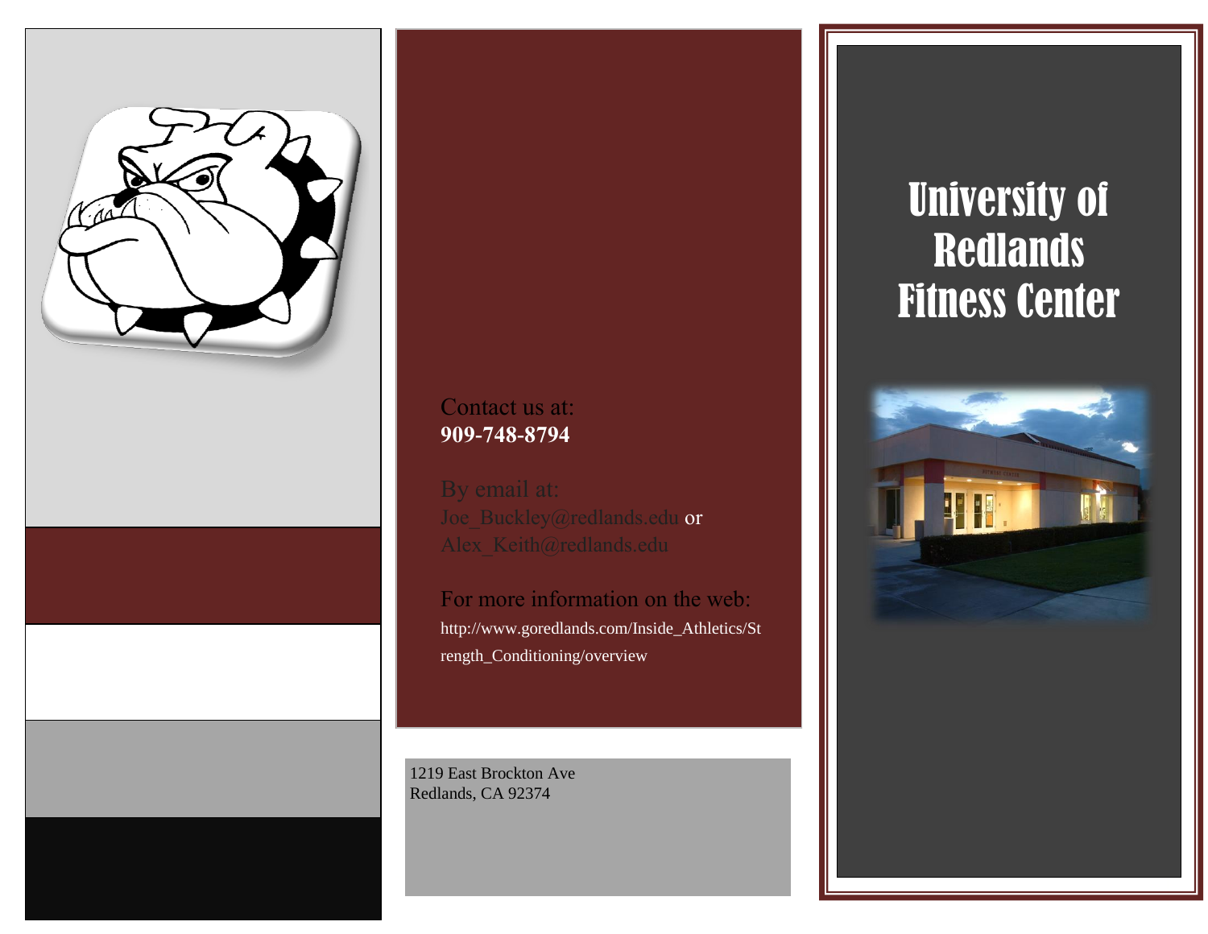Contact us at:
**909-748-8794**

By email at:
Joe_Buckley@redlands.edu or
Alex_Keith@redlands.edu

For more information on the web:
http://www.goredlands.com/Inside_Athletics/Strength_Conditioning/overview

1219 East Brockton Ave
Redlands, CA 92374

# University of Redlands Fitness Center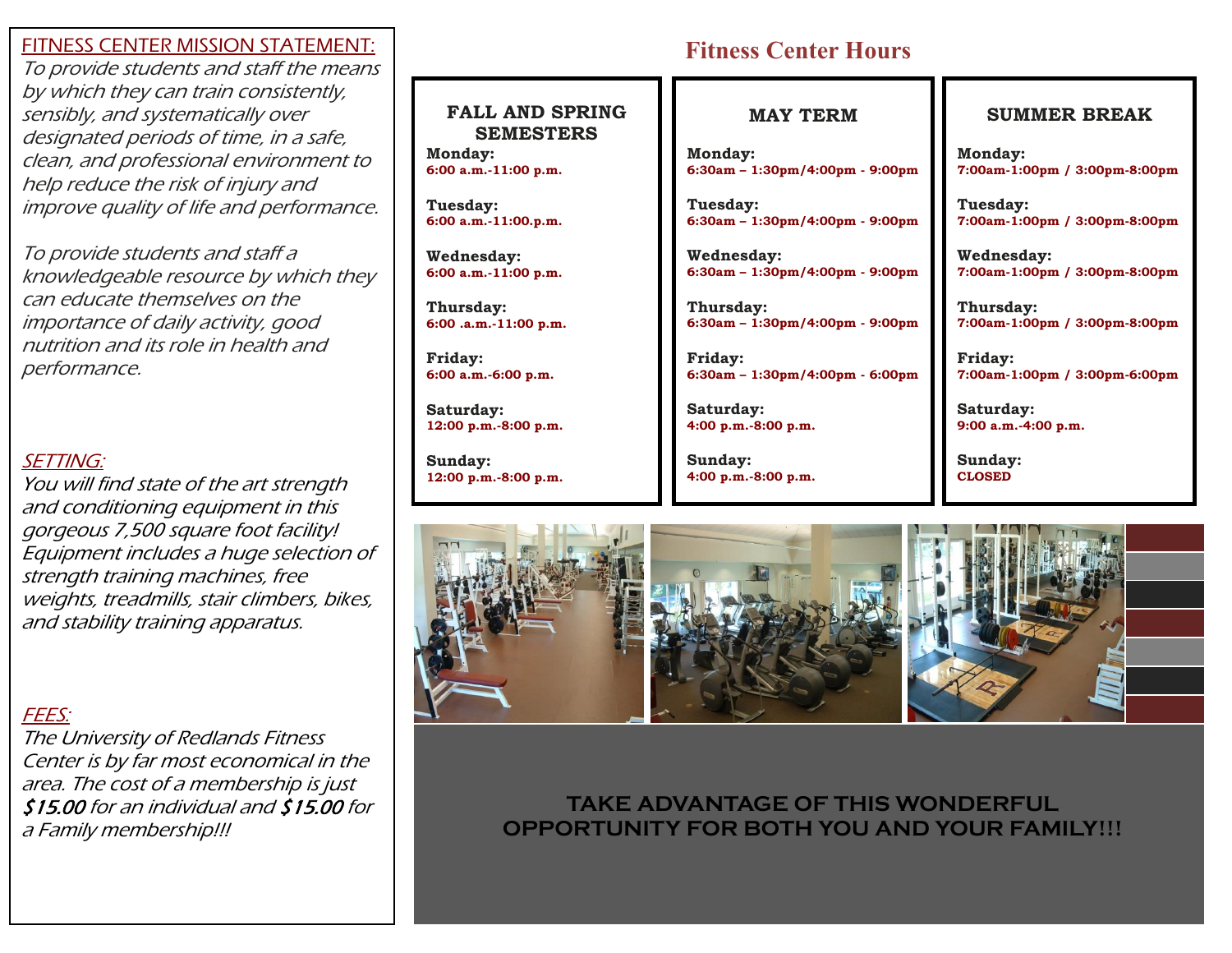FITNESS CENTER MISSION STATEMENT:

*To provide students and staff the means by which they can train consistently, sensibly, and systematically over designated periods of time, in a safe, clean, and professional environment to help reduce the risk of injury and improve quality of life and performance.*

*To provide students and staff a knowledgeable resource by which they can educate themselves on the importance of daily activity, good nutrition and its role in health and performance.*

*SETTING:*

*You will find state of the art strength and conditioning equipment in this gorgeous 7,500 square foot facility! Equipment includes a huge selection of strength training machines, free weights, treadmills, stair climbers, bikes, and stability training apparatus.*

*FEES:*

*The University of Redlands Fitness Center is by far most economical in the area. The cost of a membership is just **$15.00** for an individual and **$15.00** for a Family membership!!!*

# Fitness Center Hours

### FALL AND SPRING SEMESTERS

**Monday:**
6:00 a.m.-11:00 p.m.

**Tuesday:**
6:00 a.m.-11:00.p.m.

**Wednesday:**
6:00 a.m.-11:00 p.m.

**Thursday:**
6:00 .a.m.-11:00 p.m.

**Friday:**
6:00 a.m.-6:00 p.m.

**Saturday:**
12:00 p.m.-8:00 p.m.

**Sunday:**
12:00 p.m.-8:00 p.m.

### MAY TERM

**Monday:**
6:30am – 1:30pm/4:00pm - 9:00pm

**Tuesday:**
6:30am – 1:30pm/4:00pm - 9:00pm

**Wednesday:**
6:30am – 1:30pm/4:00pm - 9:00pm

**Thursday:**
6:30am – 1:30pm/4:00pm - 9:00pm

**Friday:**
6:30am – 1:30pm/4:00pm - 6:00pm

**Saturday:**
4:00 p.m.-8:00 p.m.

**Sunday:**
4:00 p.m.-8:00 p.m.

### SUMMER BREAK

**Monday:**
7:00am-1:00pm / 3:00pm-8:00pm

**Tuesday:**
7:00am-1:00pm / 3:00pm-8:00pm

**Wednesday:**
7:00am-1:00pm / 3:00pm-8:00pm

**Thursday:**
7:00am-1:00pm / 3:00pm-8:00pm

**Friday:**
7:00am-1:00pm / 3:00pm-6:00pm

**Saturday:**
9:00 a.m.-4:00 p.m.

**Sunday:**
CLOSED

**TAKE ADVANTAGE OF THIS WONDERFUL OPPORTUNITY FOR BOTH YOU AND YOUR FAMILY!!!**